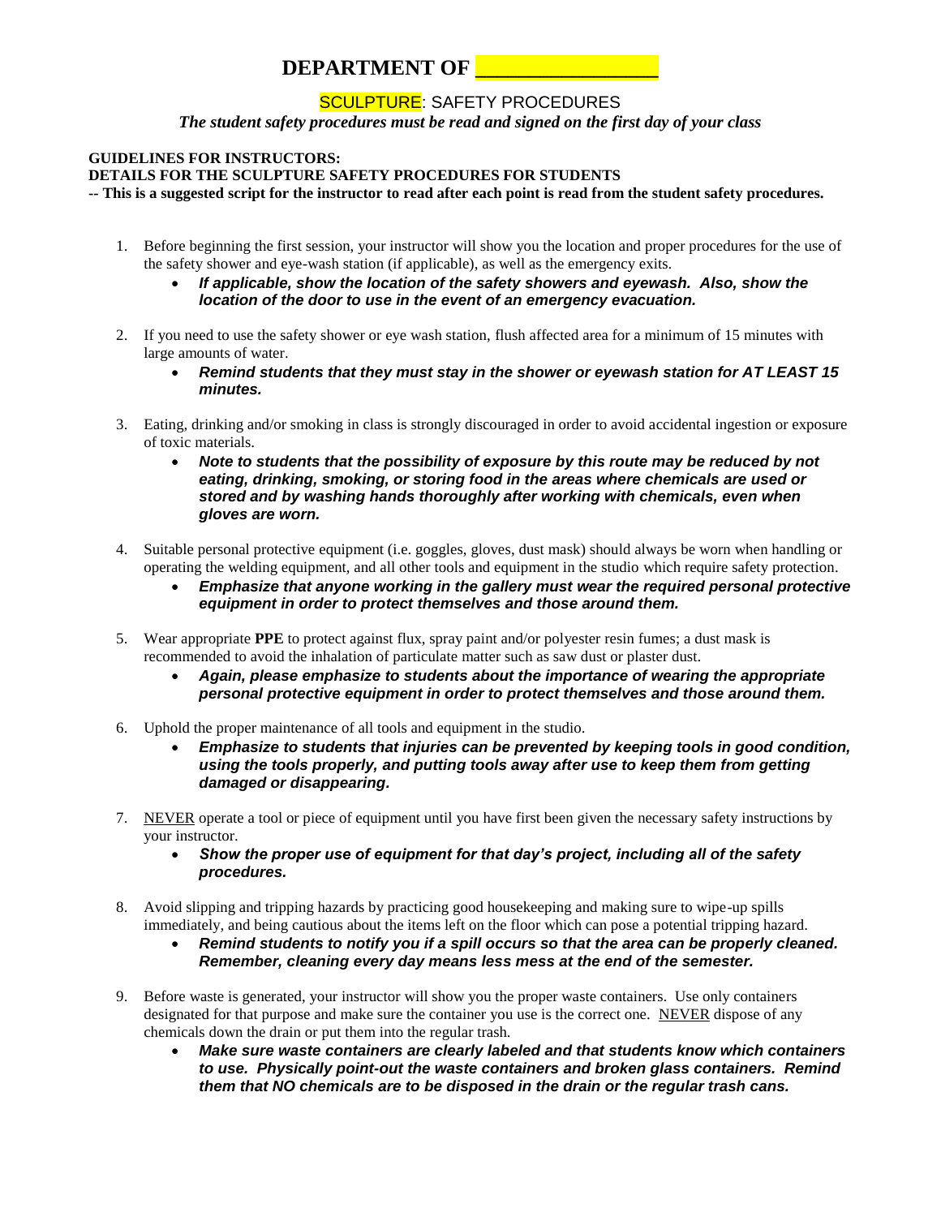# DEPARTMENT OF _________________

## SCULPTURE: SAFETY PROCEDURES

***The student safety procedures must be read and signed on the first day of your class***

**GUIDELINES FOR INSTRUCTORS:**
**DETAILS FOR THE SCULPTURE SAFETY PROCEDURES FOR STUDENTS**
**-- This is a suggested script for the instructor to read after each point is read from the student safety procedures.**

1. Before beginning the first session, your instructor will show you the location and proper procedures for the use of the safety shower and eye-wash station (if applicable), as well as the emergency exits.
   - ***If applicable, show the location of the safety showers and eyewash. Also, show the location of the door to use in the event of an emergency evacuation.***

2. If you need to use the safety shower or eye wash station, flush affected area for a minimum of 15 minutes with large amounts of water.
   - ***Remind students that they must stay in the shower or eyewash station for AT LEAST 15 minutes.***

3. Eating, drinking and/or smoking in class is strongly discouraged in order to avoid accidental ingestion or exposure of toxic materials.
   - ***Note to students that the possibility of exposure by this route may be reduced by not eating, drinking, smoking, or storing food in the areas where chemicals are used or stored and by washing hands thoroughly after working with chemicals, even when gloves are worn.***

4. Suitable personal protective equipment (i.e. goggles, gloves, dust mask) should always be worn when handling or operating the welding equipment, and all other tools and equipment in the studio which require safety protection.
   - ***Emphasize that anyone working in the gallery must wear the required personal protective equipment in order to protect themselves and those around them.***

5. Wear appropriate **PPE** to protect against flux, spray paint and/or polyester resin fumes; a dust mask is recommended to avoid the inhalation of particulate matter such as saw dust or plaster dust.
   - ***Again, please emphasize to students about the importance of wearing the appropriate personal protective equipment in order to protect themselves and those around them.***

6. Uphold the proper maintenance of all tools and equipment in the studio.
   - ***Emphasize to students that injuries can be prevented by keeping tools in good condition, using the tools properly, and putting tools away after use to keep them from getting damaged or disappearing.***

7. <u>NEVER</u> operate a tool or piece of equipment until you have first been given the necessary safety instructions by your instructor.
   - ***Show the proper use of equipment for that day's project, including all of the safety procedures.***

8. Avoid slipping and tripping hazards by practicing good housekeeping and making sure to wipe-up spills immediately, and being cautious about the items left on the floor which can pose a potential tripping hazard.
   - ***Remind students to notify you if a spill occurs so that the area can be properly cleaned. Remember, cleaning every day means less mess at the end of the semester.***

9. Before waste is generated, your instructor will show you the proper waste containers. Use only containers designated for that purpose and make sure the container you use is the correct one. <u>NEVER</u> dispose of any chemicals down the drain or put them into the regular trash.
   - ***Make sure waste containers are clearly labeled and that students know which containers to use. Physically point-out the waste containers and broken glass containers. Remind them that NO chemicals are to be disposed in the drain or the regular trash cans.***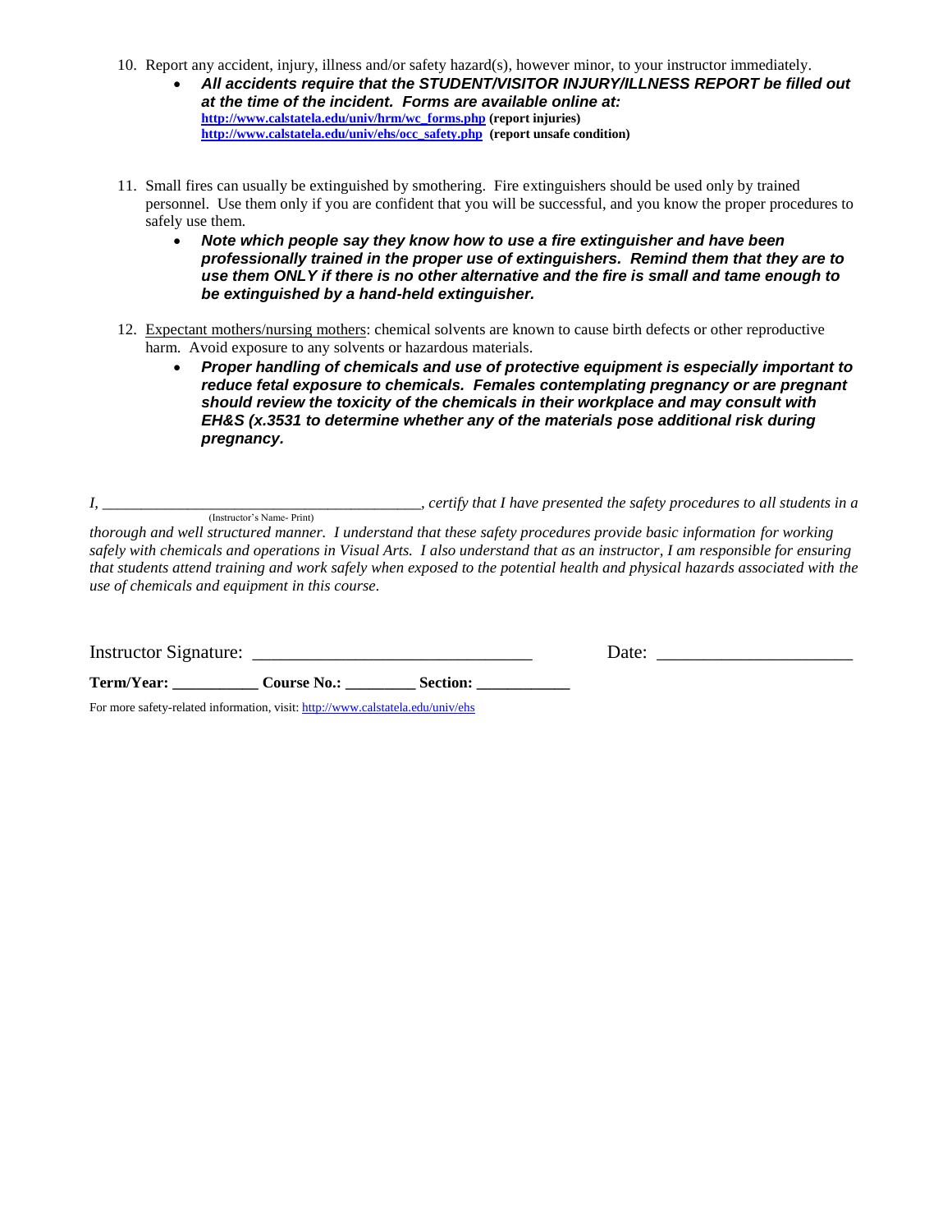10. Report any accident, injury, illness and/or safety hazard(s), however minor, to your instructor immediately.
    - ***All accidents require that the STUDENT/VISITOR INJURY/ILLNESS REPORT be filled out at the time of the incident. Forms are available online at:***
      **http://www.calstatela.edu/univ/hrm/wc_forms.php (report injuries)**
      **http://www.calstatela.edu/univ/ehs/occ_safety.php (report unsafe condition)**

11. Small fires can usually be extinguished by smothering. Fire extinguishers should be used only by trained personnel. Use them only if you are confident that you will be successful, and you know the proper procedures to safely use them.
    - ***Note which people say they know how to use a fire extinguisher and have been professionally trained in the proper use of extinguishers. Remind them that they are to use them ONLY if there is no other alternative and the fire is small and tame enough to be extinguished by a hand-held extinguisher.***

12. Expectant mothers/nursing mothers: chemical solvents are known to cause birth defects or other reproductive harm. Avoid exposure to any solvents or hazardous materials.
    - ***Proper handling of chemicals and use of protective equipment is especially important to reduce fetal exposure to chemicals. Females contemplating pregnancy or are pregnant should review the toxicity of the chemicals in their workplace and may consult with EH&S (x.3531 to determine whether any of the materials pose additional risk during pregnancy.***

*I, ________________________________________, certify that I have presented the safety procedures to all students in a*
(Instructor's Name- Print)
*thorough and well structured manner. I understand that these safety procedures provide basic information for working safely with chemicals and operations in Visual Arts. I also understand that as an instructor, I am responsible for ensuring that students attend training and work safely when exposed to the potential health and physical hazards associated with the use of chemicals and equipment in this course.*

Instructor Signature: ______________________________ Date: ____________________

**Term/Year: __________ Course No.: ________ Section: ___________**

For more safety-related information, visit: http://www.calstatela.edu/univ/ehs